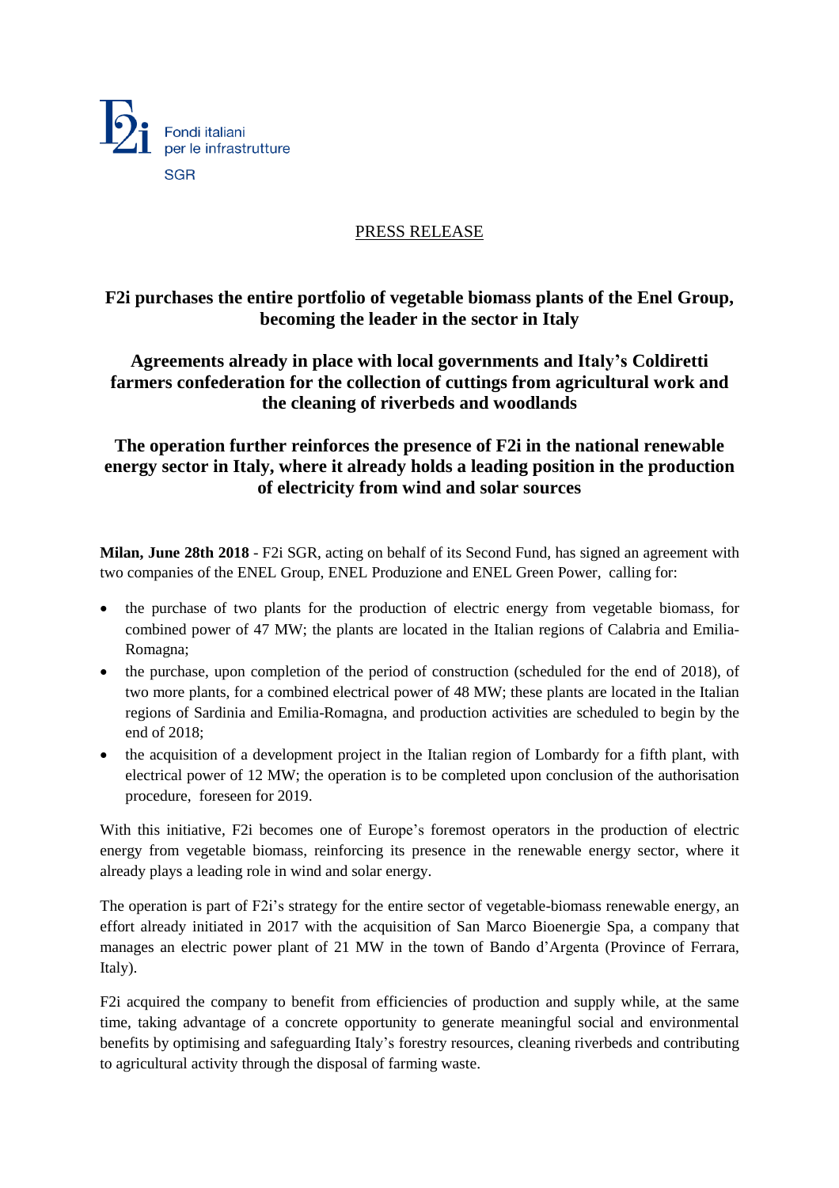Fondi italiani per le infrastrutture SGR

PRESS RELEASE

# F2i purchases the entire portfolio of vegetable biomass plants of the Enel Group, becoming the leader in the sector in Italy

## Agreements already in place with local governments and Italy's Coldiretti farmers confederation for the collection of cuttings from agricultural work and the cleaning of riverbeds and woodlands

## The operation further reinforces the presence of F2i in the national renewable energy sector in Italy, where it already holds a leading position in the production of electricity from wind and solar sources

**Milan, June 28th 2018** - F2i SGR, acting on behalf of its Second Fund, has signed an agreement with two companies of the ENEL Group, ENEL Produzione and ENEL Green Power, calling for:

- the purchase of two plants for the production of electric energy from vegetable biomass, for combined power of 47 MW; the plants are located in the Italian regions of Calabria and Emilia-Romagna;
- the purchase, upon completion of the period of construction (scheduled for the end of 2018), of two more plants, for a combined electrical power of 48 MW; these plants are located in the Italian regions of Sardinia and Emilia-Romagna, and production activities are scheduled to begin by the end of 2018;
- the acquisition of a development project in the Italian region of Lombardy for a fifth plant, with electrical power of 12 MW; the operation is to be completed upon conclusion of the authorisation procedure, foreseen for 2019.

With this initiative, F2i becomes one of Europe's foremost operators in the production of electric energy from vegetable biomass, reinforcing its presence in the renewable energy sector, where it already plays a leading role in wind and solar energy.

The operation is part of F2i's strategy for the entire sector of vegetable-biomass renewable energy, an effort already initiated in 2017 with the acquisition of San Marco Bioenergie Spa, a company that manages an electric power plant of 21 MW in the town of Bando d'Argenta (Province of Ferrara, Italy).

F2i acquired the company to benefit from efficiencies of production and supply while, at the same time, taking advantage of a concrete opportunity to generate meaningful social and environmental benefits by optimising and safeguarding Italy's forestry resources, cleaning riverbeds and contributing to agricultural activity through the disposal of farming waste.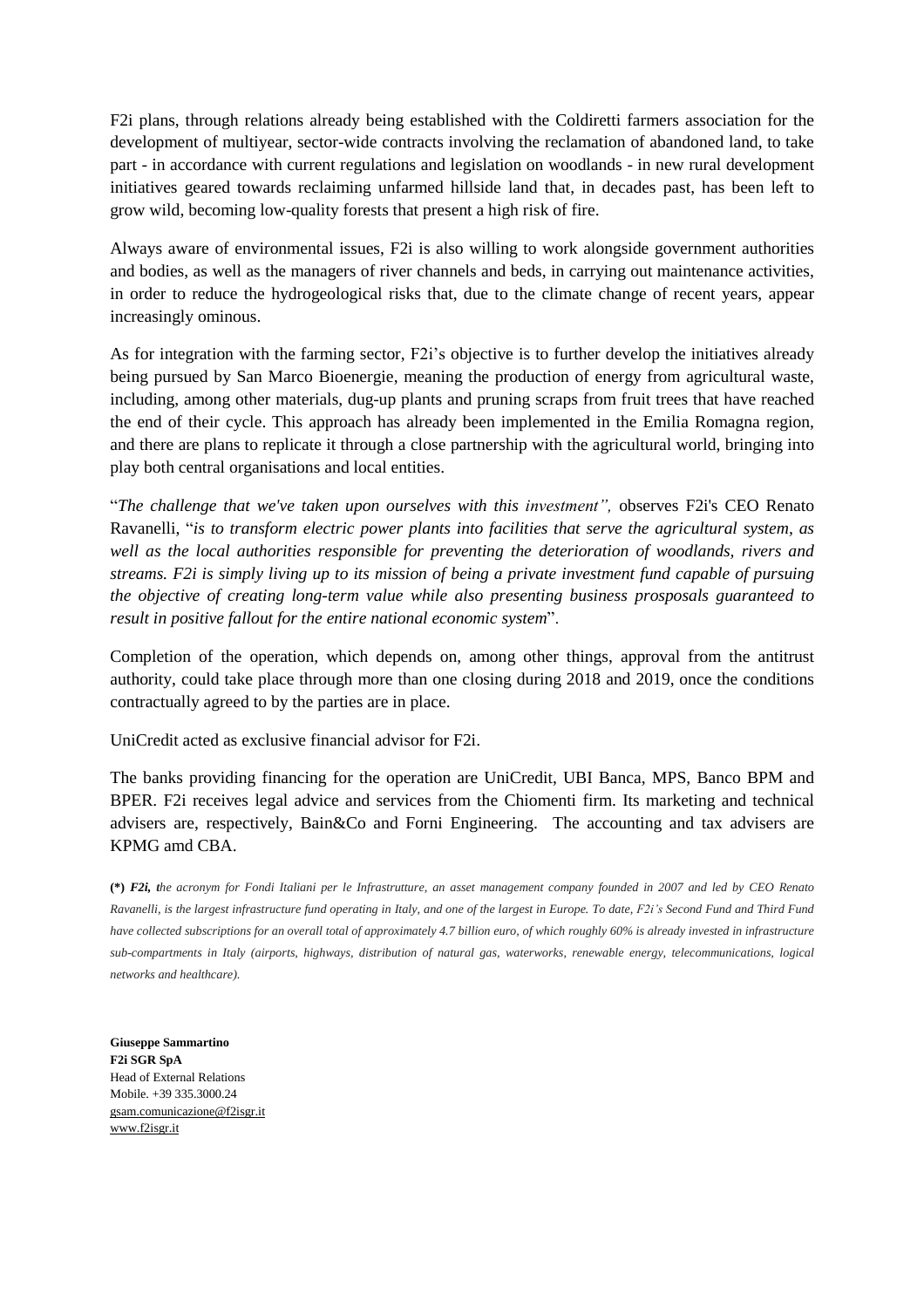F2i plans, through relations already being established with the Coldiretti farmers association for the development of multiyear, sector-wide contracts involving the reclamation of abandoned land, to take part - in accordance with current regulations and legislation on woodlands - in new rural development initiatives geared towards reclaiming unfarmed hillside land that, in decades past, has been left to grow wild, becoming low-quality forests that present a high risk of fire.

Always aware of environmental issues, F2i is also willing to work alongside government authorities and bodies, as well as the managers of river channels and beds, in carrying out maintenance activities, in order to reduce the hydrogeological risks that, due to the climate change of recent years, appear increasingly ominous.

As for integration with the farming sector, F2i's objective is to further develop the initiatives already being pursued by San Marco Bioenergie, meaning the production of energy from agricultural waste, including, among other materials, dug-up plants and pruning scraps from fruit trees that have reached the end of their cycle. This approach has already been implemented in the Emilia Romagna region, and there are plans to replicate it through a close partnership with the agricultural world, bringing into play both central organisations and local entities.

"*The challenge that we've taken upon ourselves with this investment",* observes F2i's CEO Renato Ravanelli, "*is to transform electric power plants into facilities that serve the agricultural system, as well as the local authorities responsible for preventing the deterioration of woodlands, rivers and streams. F2i is simply living up to its mission of being a private investment fund capable of pursuing the objective of creating long-term value while also presenting business prosposals guaranteed to result in positive fallout for the entire national economic system*".

Completion of the operation, which depends on, among other things, approval from the antitrust authority, could take place through more than one closing during 2018 and 2019, once the conditions contractually agreed to by the parties are in place.

UniCredit acted as exclusive financial advisor for F2i.

The banks providing financing for the operation are UniCredit, UBI Banca, MPS, Banco BPM and BPER. F2i receives legal advice and services from the Chiomenti firm. Its marketing and technical advisers are, respectively, Bain&Co and Forni Engineering. The accounting and tax advisers are KPMG amd CBA.

**(\*)** ***F2i, t****he acronym for Fondi Italiani per le Infrastrutture, an asset management company founded in 2007 and led by CEO Renato Ravanelli, is the largest infrastructure fund operating in Italy, and one of the largest in Europe. To date, F2i's Second Fund and Third Fund have collected subscriptions for an overall total of approximately 4.7 billion euro, of which roughly 60% is already invested in infrastructure sub-compartments in Italy (airports, highways, distribution of natural gas, waterworks, renewable energy, telecommunications, logical networks and healthcare).*

**Giuseppe Sammartino**
**F2i SGR SpA**
Head of External Relations
Mobile. +39 335.3000.24
gsam.comunicazione@f2isgr.it
www.f2isgr.it